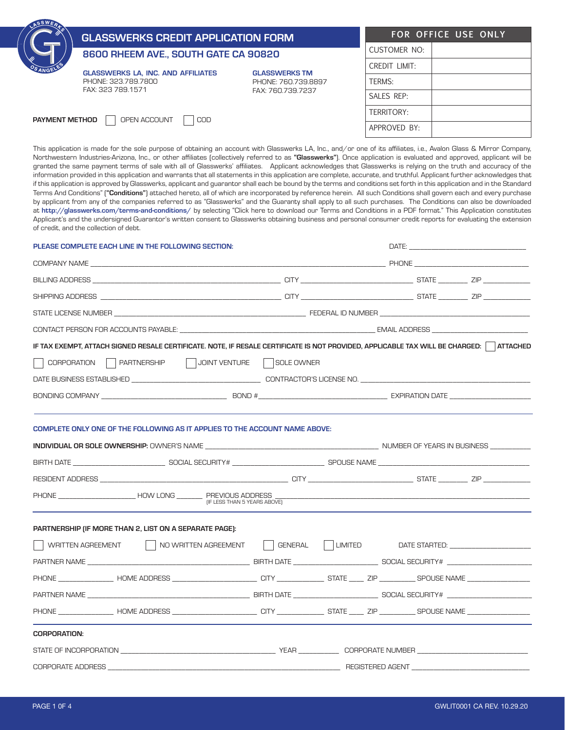# GLASSWERKS CREDIT APPLICATION FORM

## 8600 RHEEM AVE., SOUTH GATE CA 90820

**GLASSWERKS LA, INC. AND AFFILIATES**
PHONE: 323.789.7800
FAX: 323 789.1571

**GLASSWERKS TM**
PHONE: 760.739.8897
FAX: 760.739.7237

| FOR OFFICE USE ONLY | |
|---|---|
| CUSTOMER NO: | |
| CREDIT LIMIT: | |
| TERMS: | |
| SALES REP: | |
| TERRITORY: | |
| APPROVED BY: | |

**PAYMENT METHOD** ☐ OPEN ACCOUNT ☐ COD

This application is made for the sole purpose of obtaining an account with Glasswerks LA, Inc., and/or one of its affiliates, i.e., Avalon Glass & Mirror Company, Northwestern Industries-Arizona, Inc., or other affiliates (collectively referred to as **"Glasswerks"**). Once application is evaluated and approved, applicant will be granted the same payment terms of sale with all of Glasswerks' affiliates. Applicant acknowledges that Glasswerks is relying on the truth and accuracy of the information provided in this application and warrants that all statements in this application are complete, accurate, and truthful. Applicant further acknowledges that if this application is approved by Glasswerks, applicant and guarantor shall each be bound by the terms and conditions set forth in this application and in the Standard Terms And Conditions" (**"Conditions"**) attached hereto, all of which are incorporated by reference herein. All such Conditions shall govern each and every purchase by applicant from any of the companies referred to as "Glasswerks" and the Guaranty shall apply to all such purchases. The Conditions can also be downloaded at **http://glasswerks.com/terms-and-conditions/** by selecting "Click here to download our Terms and Conditions in a PDF format." This Application constitutes Applicant's and the undersigned Guarantor's written consent to Glasswerks obtaining business and personal consumer credit reports for evaluating the extension of credit, and the collection of debt.

**PLEASE COMPLETE EACH LINE IN THE FOLLOWING SECTION:** DATE: ____________________

COMPANY NAME ____________________ PHONE ____________________

BILLING ADDRESS ____________________ CITY ____________ STATE ______ ZIP ________

SHIPPING ADDRESS ____________________ CITY ____________ STATE ______ ZIP ________

STATE LICENSE NUMBER ____________________ FEDERAL ID NUMBER ____________________

CONTACT PERSON FOR ACCOUNTS PAYABLE: ____________________ EMAIL ADDRESS ____________________

**IF TAX EXEMPT, ATTACH SIGNED RESALE CERTIFICATE. NOTE, IF RESALE CERTIFICATE IS NOT PROVIDED, APPLICABLE TAX WILL BE CHARGED:** ☐ **ATTACHED**

☐ CORPORATION ☐ PARTNERSHIP ☐ JOINT VENTURE ☐ SOLE OWNER

DATE BUSINESS ESTABLISHED ____________________ CONTRACTOR'S LICENSE NO. ____________________

BONDING COMPANY ____________________ BOND # ____________________ EXPIRATION DATE ____________________

**COMPLETE ONLY ONE OF THE FOLLOWING AS IT APPLIES TO THE ACCOUNT NAME ABOVE:**

**INDIVIDUAL OR SOLE OWNERSHIP:** OWNER'S NAME ____________________ NUMBER OF YEARS IN BUSINESS ________

BIRTH DATE ____________ SOCIAL SECURITY# ____________ SPOUSE NAME ____________________

RESIDENT ADDRESS ____________________ CITY ____________ STATE ______ ZIP ________

PHONE ____________ HOW LONG ______ PREVIOUS ADDRESS (IF LESS THAN 5 YEARS ABOVE) ____________________

**PARTNERSHIP (IF MORE THAN 2, LIST ON A SEPARATE PAGE):**

☐ WRITTEN AGREEMENT ☐ NO WRITTEN AGREEMENT ☐ GENERAL ☐ LIMITED DATE STARTED: ____________

PARTNER NAME ____________________ BIRTH DATE ____________ SOCIAL SECURITY# ____________

PHONE ____________ HOME ADDRESS ____________ CITY ________ STATE ____ ZIP ______ SPOUSE NAME ____________

PARTNER NAME ____________________ BIRTH DATE ____________ SOCIAL SECURITY# ____________

PHONE ____________ HOME ADDRESS ____________ CITY ________ STATE ____ ZIP ______ SPOUSE NAME ____________

**CORPORATION:**

STATE OF INCORPORATION ____________________ YEAR ________ CORPORATE NUMBER ____________________

CORPORATE ADDRESS ____________________ REGISTERED AGENT ____________________

GWLIT0001 CA REV. 10.29.20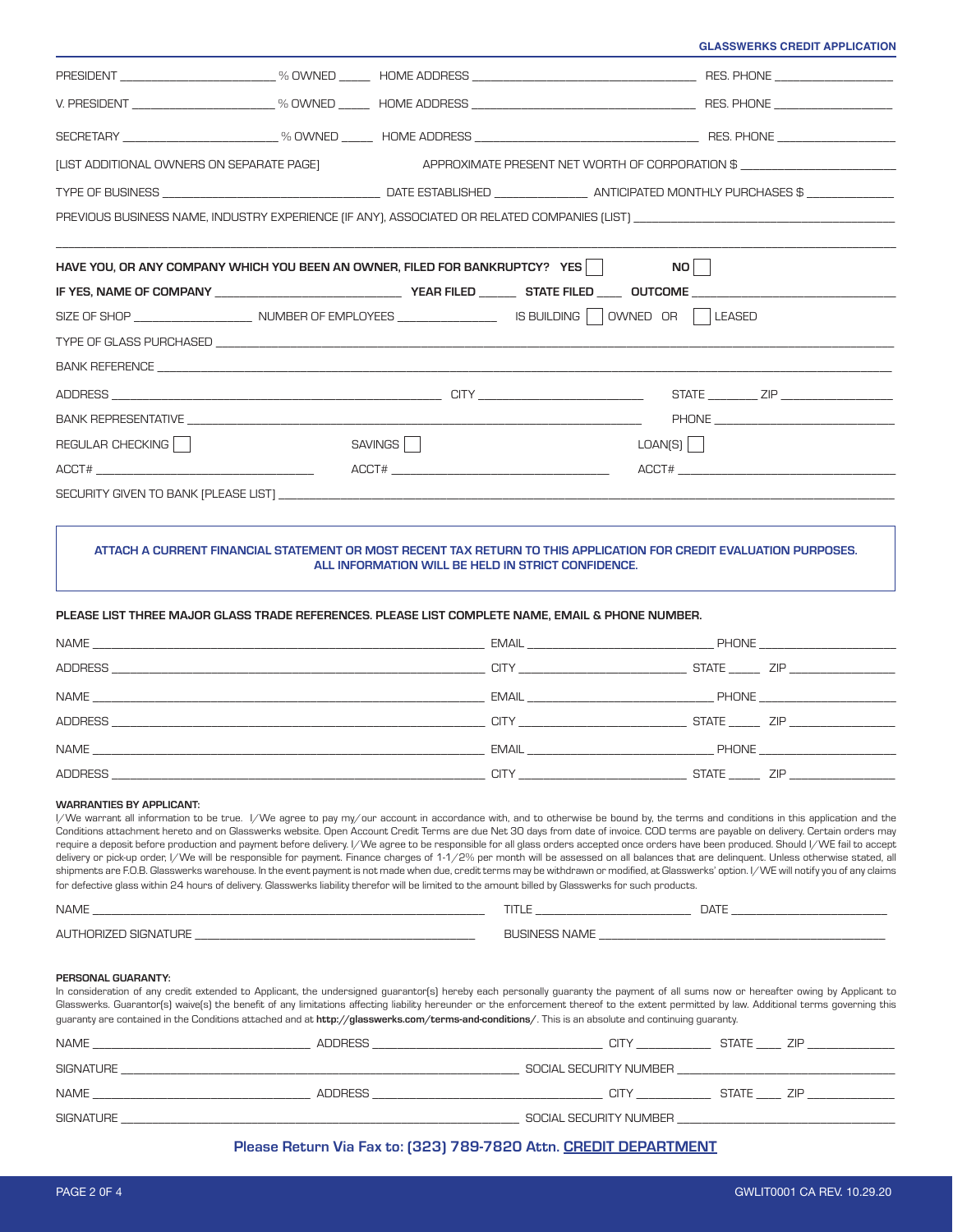PRESIDENT ______________________ % OWNED _____ HOME ADDRESS ________________________________ RES. PHONE __________________

V. PRESIDENT ______________________ % OWNED _____ HOME ADDRESS ________________________________ RES. PHONE __________________

SECRETARY ______________________ % OWNED _____ HOME ADDRESS ________________________________ RES. PHONE __________________

[LIST ADDITIONAL OWNERS ON SEPARATE PAGE] APPROXIMATE PRESENT NET WORTH OF CORPORATION $ ______________________

TYPE OF BUSINESS ________________________________ DATE ESTABLISHED ______________ ANTICIPATED MONTHLY PURCHASES $ ______________

PREVIOUS BUSINESS NAME, INDUSTRY EXPERIENCE (IF ANY), ASSOCIATED OR RELATED COMPANIES (LIST) ________________________________________

________________________________________________________________________________________________________________

**HAVE YOU, OR ANY COMPANY WHICH YOU BEEN AN OWNER, FILED FOR BANKRUPTCY? YES ☐ NO ☐**

**IF YES, NAME OF COMPANY ___________________________ YEAR FILED ______ STATE FILED ____ OUTCOME ______________________________**

SIZE OF SHOP __________________ NUMBER OF EMPLOYEES _______________ IS BUILDING ☐ OWNED OR ☐ LEASED

TYPE OF GLASS PURCHASED ________________________________________________________________________________________

BANK REFERENCE ________________________________________________________________________________________________

ADDRESS _______________________________________________ CITY ___________________________ STATE ________ ZIP _________________

BANK REPRESENTATIVE ________________________________________________________________ PHONE ____________________________

REGULAR CHECKING ☐ SAVINGS ☐ LOAN(S) ☐

ACCT# ________________________________ ACCT# ________________________________ ACCT# ________________________________

SECURITY GIVEN TO BANK (PLEASE LIST) ___________________________________________________________________________________

**ATTACH A CURRENT FINANCIAL STATEMENT OR MOST RECENT TAX RETURN TO THIS APPLICATION FOR CREDIT EVALUATION PURPOSES. ALL INFORMATION WILL BE HELD IN STRICT CONFIDENCE.**

**PLEASE LIST THREE MAJOR GLASS TRADE REFERENCES. PLEASE LIST COMPLETE NAME, EMAIL & PHONE NUMBER.**

NAME ____________________________________________________________ EMAIL ____________________________ PHONE ____________________

ADDRESS _________________________________________________________ CITY __________________________ STATE _____ ZIP _______________

NAME ____________________________________________________________ EMAIL ____________________________ PHONE ____________________

ADDRESS _________________________________________________________ CITY __________________________ STATE _____ ZIP _______________

NAME ____________________________________________________________ EMAIL ____________________________ PHONE ____________________

ADDRESS _________________________________________________________ CITY __________________________ STATE _____ ZIP _______________

**WARRANTIES BY APPLICANT:**

I/We warrant all information to be true. I/We agree to pay my/our account in accordance with, and to otherwise be bound by, the terms and conditions in this application and the Conditions attachment hereto and on Glasswerks website. Open Account Credit Terms are due Net 30 days from date of invoice. COD terms are payable on delivery. Certain orders may require a deposit before production and payment before delivery. I/We agree to be responsible for all glass orders accepted once orders have been produced. Should I/WE fail to accept delivery or pick-up order, I/We will be responsible for payment. Finance charges of 1-1/2% per month will be assessed on all balances that are delinquent. Unless otherwise stated, all shipments are F.O.B. Glasswerks warehouse. In the event payment is not made when due, credit terms may be withdrawn or modified, at Glasswerks' option. I/WE will notify you of any claims for defective glass within 24 hours of delivery. Glasswerks liability therefor will be limited to the amount billed by Glasswerks for such products.

NAME ____________________________________________________________ TITLE ________________________ DATE __________________________

AUTHORIZED SIGNATURE ____________________________________________ BUSINESS NAME ______________________________________________

**PERSONAL GUARANTY:**

In consideration of any credit extended to Applicant, the undersigned guarantor(s) hereby each personally guaranty the payment of all sums now or hereafter owing by Applicant to Glasswerks. Guarantor(s) waive(s) the benefit of any limitations affecting liability hereunder or the enforcement thereof to the extent permitted by law. Additional terms governing this guaranty are contained in the Conditions attached and at **http://glasswerks.com/terms-and-conditions/**. This is an absolute and continuing guaranty.

NAME __________________________________ ADDRESS __________________________________ CITY ____________ STATE ____ ZIP _____________

SIGNATURE ______________________________________________________________ SOCIAL SECURITY NUMBER ________________________________

NAME __________________________________ ADDRESS __________________________________ CITY ____________ STATE ____ ZIP _____________

SIGNATURE ______________________________________________________________ SOCIAL SECURITY NUMBER ________________________________

**Please Return Via Fax to: (323) 789-7820 Attn. CREDIT DEPARTMENT**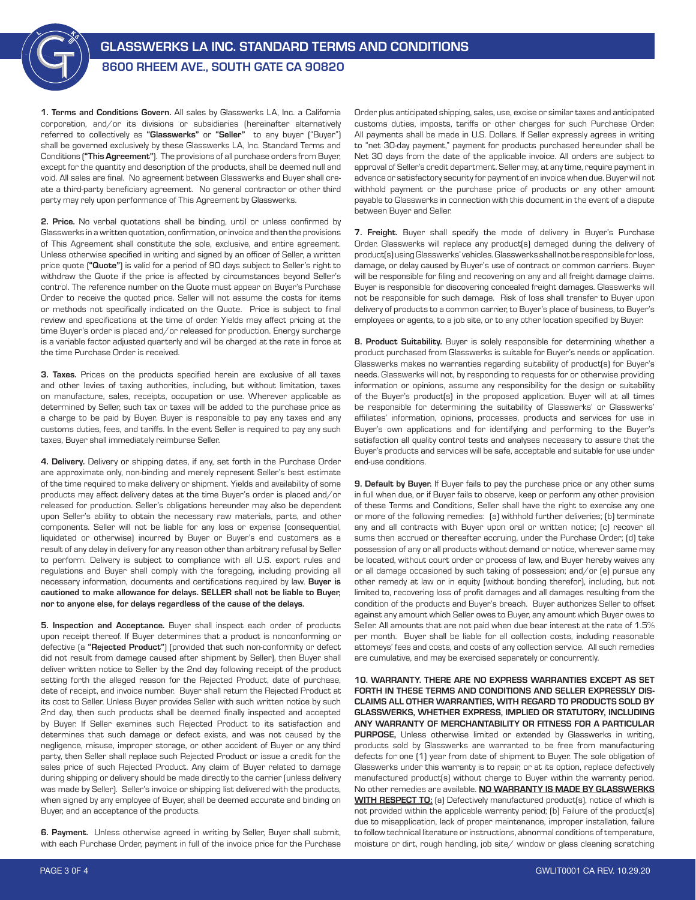# GLASSWERKS LA INC. STANDARD TERMS AND CONDITIONS

## 8600 RHEEM AVE., SOUTH GATE CA 90820

**1. Terms and Conditions Govern.** All sales by Glasswerks LA, Inc. a California corporation, and/or its divisions or subsidiaries (hereinafter alternatively referred to collectively as **"Glasswerks"** or **"Seller"** to any buyer ("Buyer") shall be governed exclusively by these Glasswerks LA, Inc. Standard Terms and Conditions (**"This Agreement"**). The provisions of all purchase orders from Buyer, except for the quantity and description of the products, shall be deemed null and void. All sales are final. No agreement between Glasswerks and Buyer shall create a third-party beneficiary agreement. No general contractor or other third party may rely upon performance of This Agreement by Glasswerks.

**2. Price.** No verbal quotations shall be binding, until or unless confirmed by Glasswerks in a written quotation, confirmation, or invoice and then the provisions of This Agreement shall constitute the sole, exclusive, and entire agreement. Unless otherwise specified in writing and signed by an officer of Seller, a written price quote (**"Quote"**) is valid for a period of 90 days subject to Seller's right to withdraw the Quote if the price is affected by circumstances beyond Seller's control. The reference number on the Quote must appear on Buyer's Purchase Order to receive the quoted price. Seller will not assume the costs for items or methods not specifically indicated on the Quote. Price is subject to final review and specifications at the time of order. Yields may affect pricing at the time Buyer's order is placed and/or released for production. Energy surcharge is a variable factor adjusted quarterly and will be charged at the rate in force at the time Purchase Order is received.

**3. Taxes.** Prices on the products specified herein are exclusive of all taxes and other levies of taxing authorities, including, but without limitation, taxes on manufacture, sales, receipts, occupation or use. Wherever applicable as determined by Seller, such tax or taxes will be added to the purchase price as a charge to be paid by Buyer. Buyer is responsible to pay any taxes and any customs duties, fees, and tariffs. In the event Seller is required to pay any such taxes, Buyer shall immediately reimburse Seller.

**4. Delivery.** Delivery or shipping dates, if any, set forth in the Purchase Order are approximate only, non-binding and merely represent Seller's best estimate of the time required to make delivery or shipment. Yields and availability of some products may affect delivery dates at the time Buyer's order is placed and/or released for production. Seller's obligations hereunder may also be dependent upon Seller's ability to obtain the necessary raw materials, parts, and other components. Seller will not be liable for any loss or expense (consequential, liquidated or otherwise) incurred by Buyer or Buyer's end customers as a result of any delay in delivery for any reason other than arbitrary refusal by Seller to perform. Delivery is subject to compliance with all U.S. export rules and regulations and Buyer shall comply with the foregoing, including providing all necessary information, documents and certifications required by law. **Buyer is cautioned to make allowance for delays. SELLER shall not be liable to Buyer, nor to anyone else, for delays regardless of the cause of the delays.**

**5. Inspection and Acceptance.** Buyer shall inspect each order of products upon receipt thereof. If Buyer determines that a product is nonconforming or defective (a **"Rejected Product"**) (provided that such non-conformity or defect did not result from damage caused after shipment by Seller), then Buyer shall deliver written notice to Seller by the 2nd day following receipt of the product setting forth the alleged reason for the Rejected Product, date of purchase, date of receipt, and invoice number. Buyer shall return the Rejected Product at its cost to Seller. Unless Buyer provides Seller with such written notice by such 2nd day, then such products shall be deemed finally inspected and accepted by Buyer. If Seller examines such Rejected Product to its satisfaction and determines that such damage or defect exists, and was not caused by the negligence, misuse, improper storage, or other accident of Buyer or any third party, then Seller shall replace such Rejected Product or issue a credit for the sales price of such Rejected Product. Any claim of Buyer related to damage during shipping or delivery should be made directly to the carrier (unless delivery was made by Seller). Seller's invoice or shipping list delivered with the products, when signed by any employee of Buyer, shall be deemed accurate and binding on Buyer, and an acceptance of the products.

**6. Payment.** Unless otherwise agreed in writing by Seller, Buyer shall submit, with each Purchase Order, payment in full of the invoice price for the Purchase Order plus anticipated shipping, sales, use, excise or similar taxes and anticipated customs duties, imposts, tariffs or other charges for such Purchase Order. All payments shall be made in U.S. Dollars. If Seller expressly agrees in writing to "net 30-day payment," payment for products purchased hereunder shall be Net 30 days from the date of the applicable invoice. All orders are subject to approval of Seller's credit department. Seller may, at any time, require payment in advance or satisfactory security for payment of an invoice when due. Buyer will not withhold payment or the purchase price of products or any other amount payable to Glasswerks in connection with this document in the event of a dispute between Buyer and Seller.

**7. Freight.** Buyer shall specify the mode of delivery in Buyer's Purchase Order. Glasswerks will replace any product(s) damaged during the delivery of product(s) using Glasswerks' vehicles. Glasswerks shall not be responsible for loss, damage, or delay caused by Buyer's use of contract or common carriers. Buyer will be responsible for filing and recovering on any and all freight damage claims. Buyer is responsible for discovering concealed freight damages. Glasswerks will not be responsible for such damage. Risk of loss shall transfer to Buyer upon delivery of products to a common carrier, to Buyer's place of business, to Buyer's employees or agents, to a job site, or to any other location specified by Buyer.

**8. Product Suitability.** Buyer is solely responsible for determining whether a product purchased from Glasswerks is suitable for Buyer's needs or application. Glasswerks makes no warranties regarding suitability of product(s) for Buyer's needs. Glasswerks will not, by responding to requests for or otherwise providing information or opinions, assume any responsibility for the design or suitability of the Buyer's product(s) in the proposed application. Buyer will at all times be responsible for determining the suitability of Glasswerks' or Glasswerks' affiliates' information, opinions, processes, products and services for use in Buyer's own applications and for identifying and performing to the Buyer's satisfaction all quality control tests and analyses necessary to assure that the Buyer's products and services will be safe, acceptable and suitable for use under end-use conditions.

**9. Default by Buyer.** If Buyer fails to pay the purchase price or any other sums in full when due, or if Buyer fails to observe, keep or perform any other provision of these Terms and Conditions, Seller shall have the right to exercise any one or more of the following remedies: (a) withhold further deliveries; (b) terminate any and all contracts with Buyer upon oral or written notice; (c) recover all sums then accrued or thereafter accruing, under the Purchase Order; (d) take possession of any or all products without demand or notice, wherever same may be located, without court order or process of law, and Buyer hereby waives any or all damage occasioned by such taking of possession; and/or (e) pursue any other remedy at law or in equity (without bonding therefor), including, but not limited to, recovering loss of profit damages and all damages resulting from the condition of the products and Buyer's breach. Buyer authorizes Seller to offset against any amount which Seller owes to Buyer, any amount which Buyer owes to Seller. All amounts that are not paid when due bear interest at the rate of 1.5% per month. Buyer shall be liable for all collection costs, including reasonable attorneys' fees and costs, and costs of any collection service. All such remedies are cumulative, and may be exercised separately or concurrently.

**10. WARRANTY. THERE ARE NO EXPRESS WARRANTIES EXCEPT AS SET FORTH IN THESE TERMS AND CONDITIONS AND SELLER EXPRESSLY DISCLAIMS ALL OTHER WARRANTIES, WITH REGARD TO PRODUCTS SOLD BY GLASSWERKS, WHETHER EXPRESS, IMPLIED OR STATUTORY, INCLUDING ANY WARRANTY OF MERCHANTABILITY OR FITNESS FOR A PARTICULAR PURPOSE,** Unless otherwise limited or extended by Glasswerks in writing, products sold by Glasswerks are warranted to be free from manufacturing defects for one (1) year from date of shipment to Buyer. The sole obligation of Glasswerks under this warranty is to repair, or at its option, replace defectively manufactured product(s) without charge to Buyer within the warranty period. No other remedies are available. **NO WARRANTY IS MADE BY GLASSWERKS WITH RESPECT TO:** (a) Defectively manufactured product(s), notice of which is not provided within the applicable warranty period; (b) Failure of the product(s) due to misapplication, lack of proper maintenance, improper installation, failure to follow technical literature or instructions, abnormal conditions of temperature, moisture or dirt, rough handling, job site/ window or glass cleaning scratching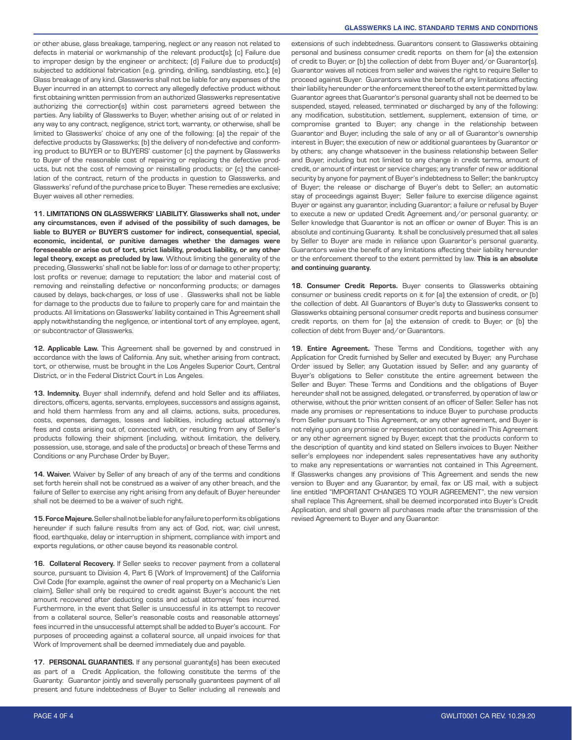or other abuse, glass breakage, tampering, neglect or any reason not related to defects in material or workmanship of the relevant product(s); (c) Failure due to improper design by the engineer or architect; (d) Failure due to product(s) subjected to additional fabrication (e.g. grinding, drilling, sandblasting, etc.); (e) Glass breakage of any kind. Glasswerks shall not be liable for any expenses of the Buyer incurred in an attempt to correct any allegedly defective product without first obtaining written permission from an authorized Glasswerks representative authorizing the correction(s) within cost parameters agreed between the parties. Any liability of Glasswerks to Buyer, whether arising out of or related in any way to any contract, negligence, strict tort, warranty, or otherwise, shall be limited to Glasswerks' choice of any one of the following: (a) the repair of the defective products by Glasswerks; (b) the delivery of non-defective and conforming product to BUYER or to BUYERS' customer (c) the payment by Glasswerks to Buyer of the reasonable cost of repairing or replacing the defective products, but not the cost of removing or reinstalling products; or (c) the cancellation of the contract, return of the products in question to Glasswerks, and Glasswerks' refund of the purchase price to Buyer. These remedies are exclusive; Buyer waives all other remedies.

**11. LIMITATIONS ON GLASSWERKS' LIABILITY. Glasswerks shall not, under any circumstances, even if advised of the possibility of such damages, be liable to BUYER or BUYER'S customer for indirect, consequential, special, economic, incidental, or punitive damages whether the damages were foreseeable or arise out of tort, strict liability, product liability, or any other legal theory, except as precluded by law.** Without limiting the generality of the preceding, Glasswerks' shall not be liable for: loss of or damage to other property; lost profits or revenue; damage to reputation; the labor and material cost of removing and reinstalling defective or nonconforming products; or damages caused by delays, back-charges, or loss of use . Glasswerks shall not be liable for damage to the products due to failure to properly care for and maintain the products. All limitations on Glasswerks' liability contained in This Agreement shall apply notwithstanding the negligence, or intentional tort of any employee, agent, or subcontractor of Glasswerks.

**12. Applicable Law.** This Agreement shall be governed by and construed in accordance with the laws of California. Any suit, whether arising from contract, tort, or otherwise, must be brought in the Los Angeles Superior Court, Central District, or in the Federal District Court in Los Angeles.

**13. Indemnity.** Buyer shall indemnify, defend and hold Seller and its affiliates, directors, officers, agents, servants, employees, successors and assigns against, and hold them harmless from any and all claims, actions, suits, procedures, costs, expenses, damages, losses and liabilities, including actual attorney's fees and costs arising out of, connected with, or resulting from any of Seller's products following their shipment (including, without limitation, the delivery, possession, use, storage, and sale of the products) or breach of these Terms and Conditions or any Purchase Order by Buyer,.

**14. Waiver.** Waiver by Seller of any breach of any of the terms and conditions set forth herein shall not be construed as a waiver of any other breach, and the failure of Seller to exercise any right arising from any default of Buyer hereunder shall not be deemed to be a waiver of such right.

**15. Force Majeure.** Seller shall not be liable for any failure to perform its obligations hereunder if such failure results from any act of God, riot, war, civil unrest, flood, earthquake, delay or interruption in shipment, compliance with import and exports regulations, or other cause beyond its reasonable control.

**16. Collateral Recovery.** If Seller seeks to recover payment from a collateral source, pursuant to Division 4, Part 6 (Work of Improvement) of the California Civil Code (for example, against the owner of real property on a Mechanic's Lien claim), Seller shall only be required to credit against Buyer's account the net amount recovered after deducting costs and actual attorneys' fees incurred. Furthermore, in the event that Seller is unsuccessful in its attempt to recover from a collateral source, Seller's reasonable costs and reasonable attorneys' fees incurred in the unsuccessful attempt shall be added to Buyer's account. For purposes of proceeding against a collateral source, all unpaid invoices for that Work of Improvement shall be deemed immediately due and payable.

**17. PERSONAL GUARANTIES.** If any personal guaranty(s) has been executed as part of a Credit Application, the following constitute the terms of the Guaranty: Guarantor jointly and severally personally guarantees payment of all present and future indebtedness of Buyer to Seller including all renewals and extensions of such indebtedness. Guarantors consent to Glasswerks obtaining personal and business consumer credit reports on them for (a) the extension of credit to Buyer, or (b) the collection of debt from Buyer and/or Guarantor(s). Guarantor waives all notices from seller and waives the right to require Seller to proceed against Buyer. Guarantors waive the benefit of any limitations affecting their liability hereunder or the enforcement thereof to the extent permitted by law. Guarantor agrees that Guarantor's personal guaranty shall not be deemed to be suspended, stayed, released, terminated or discharged by any of the following: any modification, substitution, settlement, supplement, extension of time, or compromise granted to Buyer; any change in the relationship between Guarantor and Buyer, including the sale of any or all of Guarantor's ownership interest in Buyer; the execution of new or additional guarantees by Guarantor or by others; any change whatsoever in the business relationship between Seller and Buyer, including but not limited to any change in credit terms, amount of credit, or amount of interest or service charges; any transfer of new or additional security by anyone for payment of Buyer's indebtedness to Seller; the bankruptcy of Buyer; the release or discharge of Buyer's debt to Seller; an automatic stay of proceedings against Buyer; Seller failure to exercise diligence against Buyer or against any guarantor, including Guarantor; a failure or refusal by Buyer to execute a new or updated Credit Agreement and/or personal guaranty; or Seller knowledge that Guarantor is not an officer or owner of Buyer. This is an absolute and continuing Guaranty. It shall be conclusively presumed that all sales by Seller to Buyer are made in reliance upon Guarantor's personal guaranty. Guarantors waive the benefit of any limitations affecting their liability hereunder or the enforcement thereof to the extent permitted by law. **This is an absolute and continuing guaranty.**

**18. Consumer Credit Reports.** Buyer consents to Glasswerks obtaining consumer or business credit reports on it for (a) the extension of credit, or (b) the collection of debt. All Guarantors of Buyer's duty to Glasswerks consent to Glasswerks obtaining personal consumer credit reports and business consumer credit reports, on them for (a) the extension of credit to Buyer, or (b) the collection of debt from Buyer and/or Guarantors.

**19. Entire Agreement.** These Terms and Conditions, together with any Application for Credit furnished by Seller and executed by Buyer, any Purchase Order issued by Seller, any Quotation issued by Seller, and any guaranty of Buyer's obligations to Seller constitute the entire agreement between the Seller and Buyer. These Terms and Conditions and the obligations of Buyer hereunder shall not be assigned, delegated, or transferred, by operation of law or otherwise, without the prior written consent of an officer of Seller. Seller has not made any promises or representations to induce Buyer to purchase products from Seller pursuant to This Agreement, or any other agreement, and Buyer is not relying upon any promise or representation not contained in This Agreement or any other agreement signed by Buyer, except that the products conform to the description of quantity and kind stated on Sellers invoices to Buyer. Neither seller's employees nor independent sales representatives have any authority to make any representations or warranties not contained in This Agreement. If Glasswerks changes any provisions of This Agreement and sends the new version to Buyer and any Guarantor, by email, fax or US mail, with a subject line entitled "IMPORTANT CHANGES TO YOUR AGREEMENT", the new version shall replace This Agreement, shall be deemed incorporated into Buyer's Credit Application, and shall govern all purchases made after the transmission of the revised Agreement to Buyer and any Guarantor.